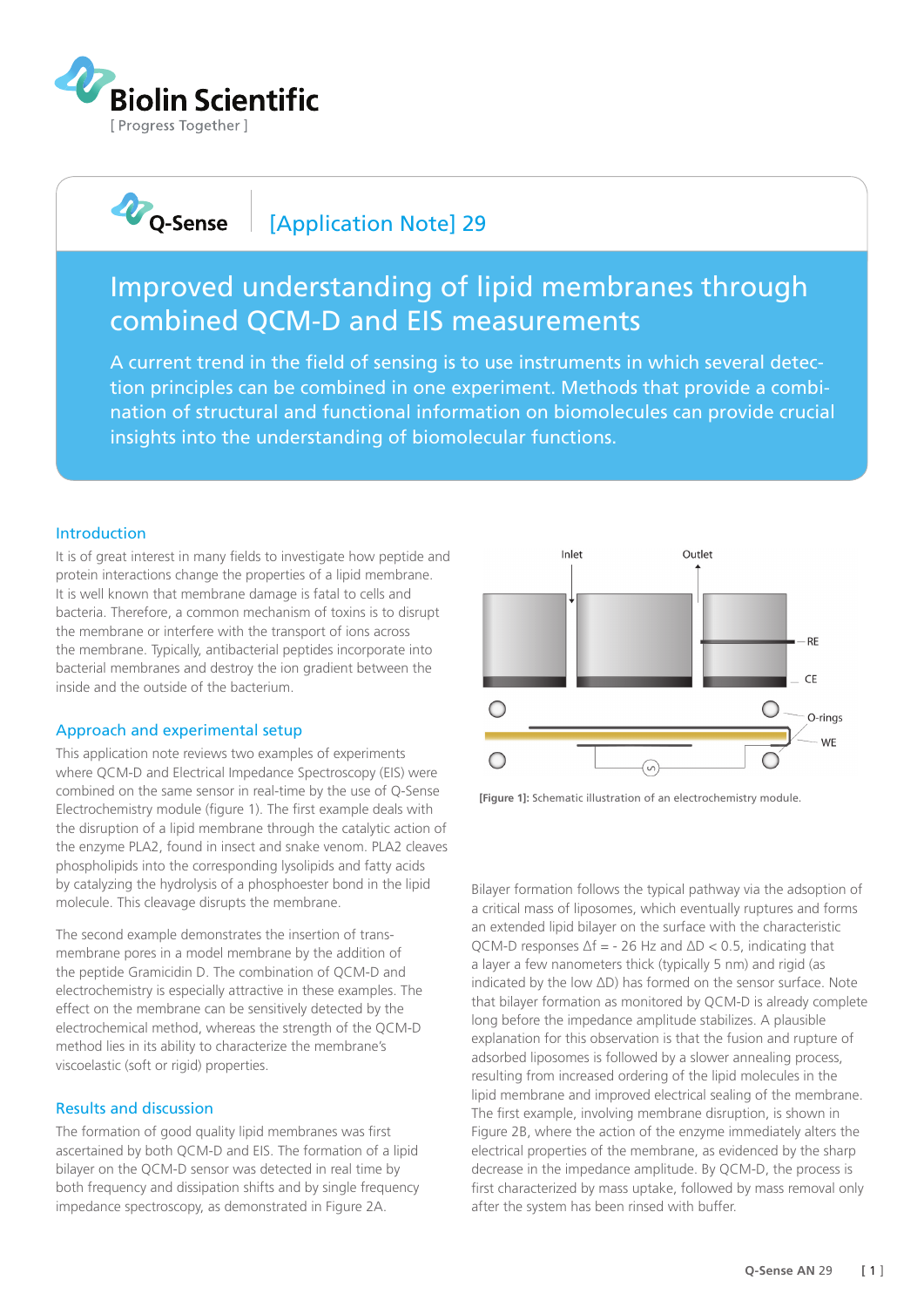Biolin Scientific

[ Progress Together ]

Q-Sense [Application Note] 29

# Improved understanding of lipid membranes through combined QCM-D and EIS measurements

A current trend in the field of sensing is to use instruments in which several detection principles can be combined in one experiment. Methods that provide a combination of structural and functional information on biomolecules can provide crucial insights into the understanding of biomolecular functions.

## Introduction

It is of great interest in many fields to investigate how peptide and protein interactions change the properties of a lipid membrane. It is well known that membrane damage is fatal to cells and bacteria. Therefore, a common mechanism of toxins is to disrupt the membrane or interfere with the transport of ions across the membrane. Typically, antibacterial peptides incorporate into bacterial membranes and destroy the ion gradient between the inside and the outside of the bacterium.

## Approach and experimental setup

This application note reviews two examples of experiments where QCM-D and Electrical Impedance Spectroscopy (EIS) were combined on the same sensor in real-time by the use of Q-Sense Electrochemistry module (figure 1). The first example deals with the disruption of a lipid membrane through the catalytic action of the enzyme PLA2, found in insect and snake venom. PLA2 cleaves phospholipids into the corresponding lysolipids and fatty acids by catalyzing the hydrolysis of a phosphoester bond in the lipid molecule. This cleavage disrupts the membrane.

The second example demonstrates the insertion of trans-membrane pores in a model membrane by the addition of the peptide Gramicidin D. The combination of QCM-D and electrochemistry is especially attractive in these examples. The effect on the membrane can be sensitively detected by the electrochemical method, whereas the strength of the QCM-D method lies in its ability to characterize the membrane's viscoelastic (soft or rigid) properties.

## Results and discussion

The formation of good quality lipid membranes was first ascertained by both QCM-D and EIS. The formation of a lipid bilayer on the QCM-D sensor was detected in real time by both frequency and dissipation shifts and by single frequency impedance spectroscopy, as demonstrated in Figure 2A.

Inlet Outlet RE CE O-rings WE

**[Figure 1]:** Schematic illustration of an electrochemistry module.

Bilayer formation follows the typical pathway via the adsoption of a critical mass of liposomes, which eventually ruptures and forms an extended lipid bilayer on the surface with the characteristic QCM-D responses $\Delta f = -26$ Hz and $\Delta D < 0.5$, indicating that a layer a few nanometers thick (typically 5 nm) and rigid (as indicated by the low $\Delta D$) has formed on the sensor surface. Note that bilayer formation as monitored by QCM-D is already complete long before the impedance amplitude stabilizes. A plausible explanation for this observation is that the fusion and rupture of adsorbed liposomes is followed by a slower annealing process, resulting from increased ordering of the lipid molecules in the lipid membrane and improved electrical sealing of the membrane. The first example, involving membrane disruption, is shown in Figure 2B, where the action of the enzyme immediately alters the electrical properties of the membrane, as evidenced by the sharp decrease in the impedance amplitude. By QCM-D, the process is first characterized by mass uptake, followed by mass removal only after the system has been rinsed with buffer.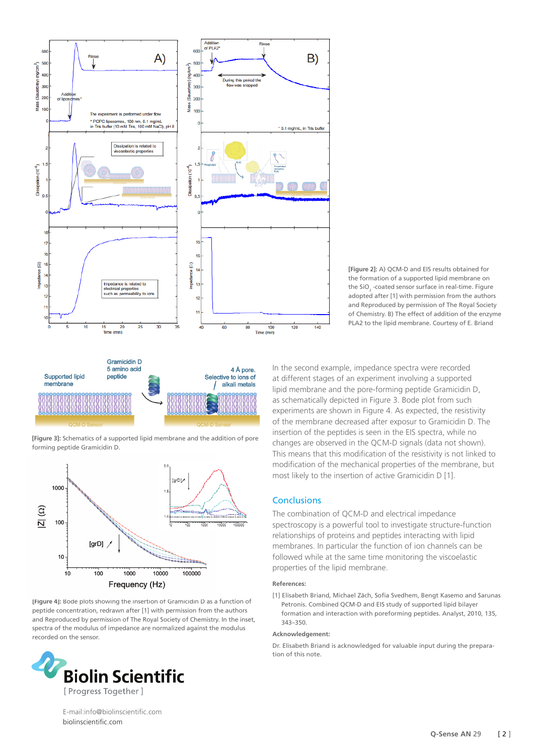A)

Mass (Sauerbrey) ng/cm²

600
500
400
300
200
100
0

Rinse

Addition of liposomes*

The experiment is performed under flow

* POPC liposomes, 100 nm, 0.1 mg/mL in Tris buffer (10 mM Tris, 100 mM NaCl), pH 8

Dissipation ($10^{-6}$)

2
1.5
1
0.5
0

Dissipation is related to viscoelastic properties

Impedance (Ω)

18
17
16
15
14
13
12
11
10

Impedance is related to electrical properties such as permeability to ions

0 5 10 15 20 25 30 35

Time (min)

B)

Addition of PLA2*

Rinse

Mass (Sauerbrey) ng/cm²

600
500
400
300
200
100
0

During this period the flow was stopped

* 0.1 mg/mL, in Tris buffer

Dissipation ($10^{-6}$)

2
1.5
1
0.5
0

Impedance (Ω)

16
15
14
13
12
11

40 60 80 100 120 140

Time (min)

[Figure 2]: A) QCM-D and EIS results obtained for the formation of a supported lipid membrane on the $SiO_2$ -coated sensor surface in real-time. Figure adopted after [1] with permission from the authors and Reproduced by permission of The Royal Society of Chemistry. B) The effect of addition of the enzyme PLA2 to the lipid membrane. Courtesy of E. Briand

Supported lipid membrane

Gramicidin D
5 amino acid peptide

4 Å pore.
Selective to ions of alkali metals

QCM-D Sensor

QCM-D Sensor

[Figure 3]: Schematics of a supported lipid membrane and the addition of pore forming peptide Gramicidin D.

|Z| (Ω)

1000
100
10

[grD]

10 100 1000 10000 100000

Frequency (Hz)

[grD]

[Figure 4]: Bode plots showing the insertion of Gramicidin D as a function of peptide concentration, redrawn after [1] with permission from the authors and Reproduced by permission of The Royal Society of Chemistry. In the inset, spectra of the modulus of impedance are normalized against the modulus recorded on the sensor.

In the second example, impedance spectra were recorded at different stages of an experiment involving a supported lipid membrane and the pore-forming peptide Gramicidin D, as schematically depicted in Figure 3. Bode plot from such experiments are shown in Figure 4. As expected, the resistivity of the membrane decreased after exposur to Gramicidin D. The insertion of the peptides is seen in the EIS spectra, while no changes are observed in the QCM-D signals (data not shown). This means that this modification of the resistivity is not linked to modification of the mechanical properties of the membrane, but most likely to the insertion of active Gramicidin D [1].

## Conclusions

The combination of QCM-D and electrical impedance spectroscopy is a powerful tool to investigate structure-function relationships of proteins and peptides interacting with lipid membranes. In particular the function of ion channels can be followed while at the same time monitoring the viscoelastic properties of the lipid membrane.

**References:**

[1] Elisabeth Briand, Michael Zäch, Sofia Svedhem, Bengt Kasemo and Sarunas Petronis. Combined QCM-D and EIS study of supported lipid bilayer formation and interaction with poreforming peptides. Analyst, 2010, 135, 343–350.

**Acknowledgement:**

Dr. Elisabeth Briand is acknowledged for valuable input during the preparation of this note.

Biolin Scientific
[ Progress Together ]

E-mail:info@biolinscientific.com
biolinscientific.com